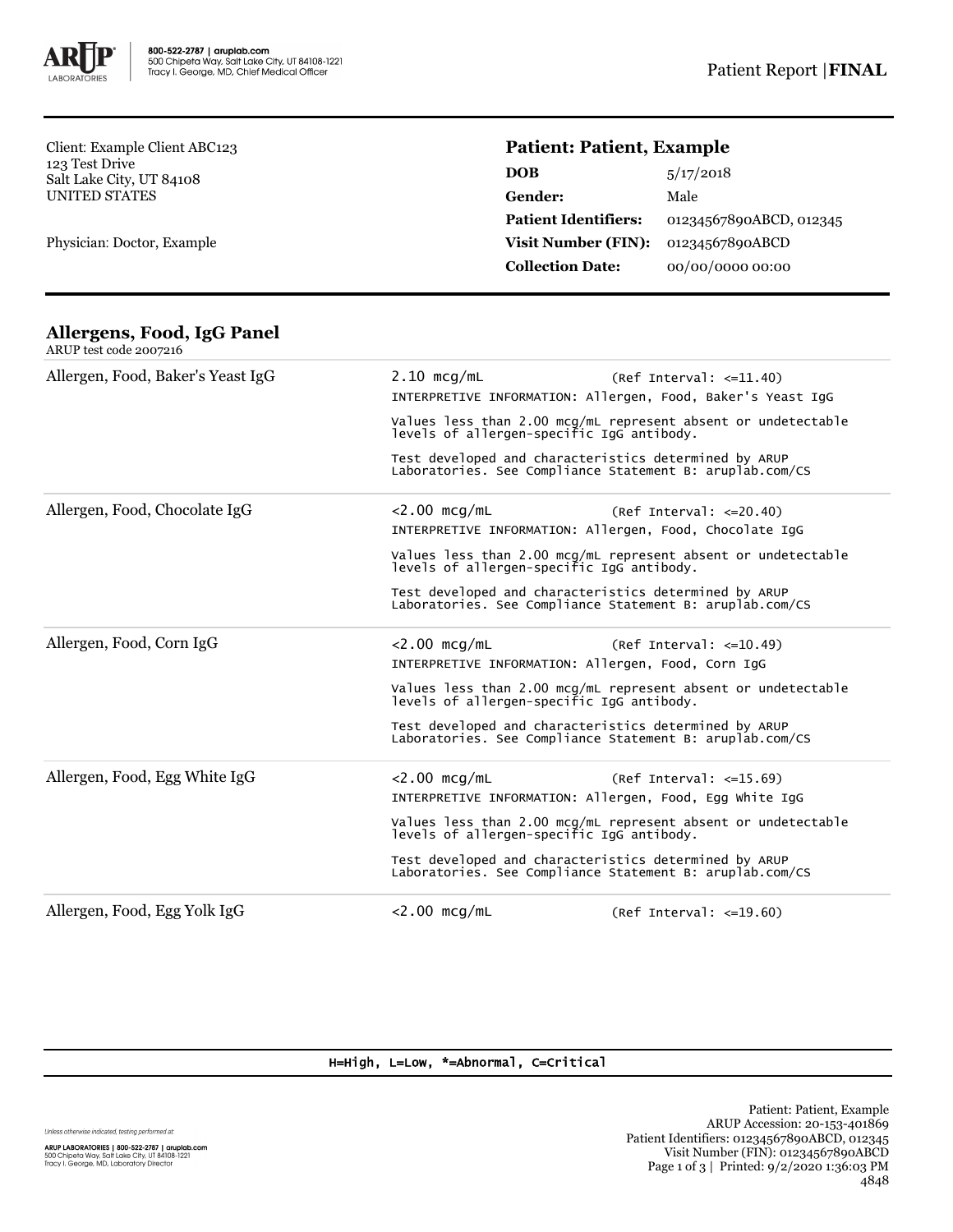800-522-2787 | aruplab.com
500 Chipeta Way, Salt Lake City, UT 84108-1221
Tracy I. George, MD, Chief Medical Officer

Patient Report | **FINAL**

Client: Example Client ABC123
123 Test Drive
Salt Lake City, UT 84108
UNITED STATES

Physician: Doctor, Example

**Patient: Patient, Example**

| | |
|---|---|
| **DOB** | 5/17/2018 |
| **Gender:** | Male |
| **Patient Identifiers:** | 01234567890ABCD, 012345 |
| **Visit Number (FIN):** | 01234567890ABCD |
| **Collection Date:** | 00/00/0000 00:00 |

## Allergens, Food, IgG Panel

ARUP test code 2007216

**Allergen, Food, Baker's Yeast IgG**

2.10 mcg/mL (Ref Interval: <=11.40)

INTERPRETIVE INFORMATION: Allergen, Food, Baker's Yeast IgG

Values less than 2.00 mcg/mL represent absent or undetectable levels of allergen-specific IgG antibody.

Test developed and characteristics determined by ARUP Laboratories. See Compliance Statement B: aruplab.com/CS

**Allergen, Food, Chocolate IgG**

<2.00 mcg/mL (Ref Interval: <=20.40)

INTERPRETIVE INFORMATION: Allergen, Food, Chocolate IgG

Values less than 2.00 mcg/mL represent absent or undetectable levels of allergen-specific IgG antibody.

Test developed and characteristics determined by ARUP Laboratories. See Compliance Statement B: aruplab.com/CS

**Allergen, Food, Corn IgG**

<2.00 mcg/mL (Ref Interval: <=10.49)

INTERPRETIVE INFORMATION: Allergen, Food, Corn IgG

Values less than 2.00 mcg/mL represent absent or undetectable levels of allergen-specific IgG antibody.

Test developed and characteristics determined by ARUP Laboratories. See Compliance Statement B: aruplab.com/CS

**Allergen, Food, Egg White IgG**

<2.00 mcg/mL (Ref Interval: <=15.69)

INTERPRETIVE INFORMATION: Allergen, Food, Egg White IgG

Values less than 2.00 mcg/mL represent absent or undetectable levels of allergen-specific IgG antibody.

Test developed and characteristics determined by ARUP Laboratories. See Compliance Statement B: aruplab.com/CS

**Allergen, Food, Egg Yolk IgG**

<2.00 mcg/mL (Ref Interval: <=19.60)

H=High, L=Low, *=Abnormal, C=Critical

Unless otherwise indicated, testing performed at:

ARUP LABORATORIES | 800-522-2787 | aruplab.com
500 Chipeta Way, Salt Lake City, UT 84108-1221
Tracy I. George, MD, Laboratory Director

Patient: Patient, Example
ARUP Accession: 20-153-401869
Patient Identifiers: 01234567890ABCD, 012345
Visit Number (FIN): 01234567890ABCD
Printed: 9/2/2020 1:36:03 PM
4848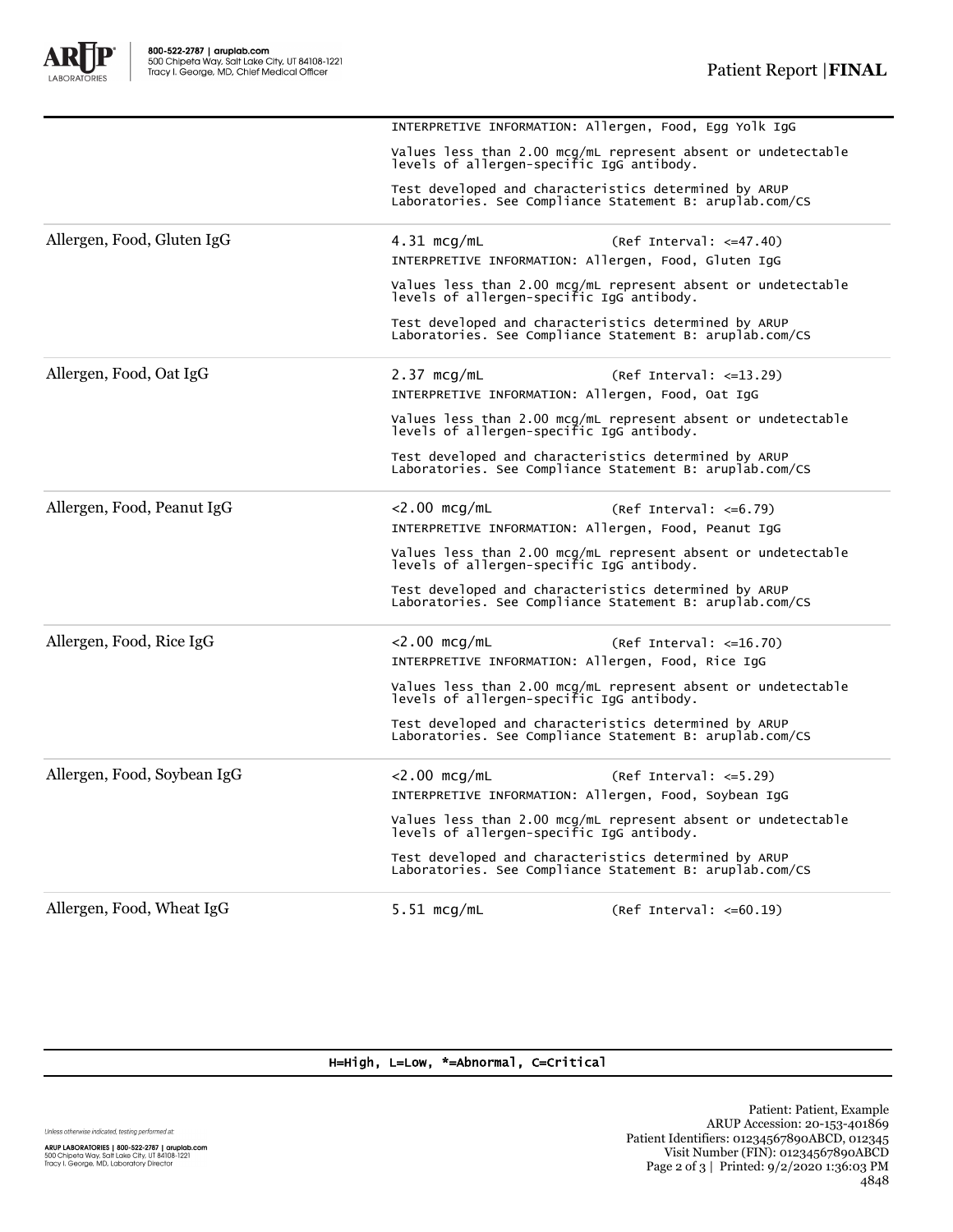INTERPRETIVE INFORMATION: Allergen, Food, Egg Yolk IgG

Values less than 2.00 mcg/mL represent absent or undetectable levels of allergen-specific IgG antibody.

Test developed and characteristics determined by ARUP Laboratories. See Compliance Statement B: aruplab.com/CS

| | | |
|---|---|---|
| Allergen, Food, Gluten IgG | 4.31 mcg/mL | (Ref Interval: <=47.40) |

INTERPRETIVE INFORMATION: Allergen, Food, Gluten IgG

Values less than 2.00 mcg/mL represent absent or undetectable levels of allergen-specific IgG antibody.

Test developed and characteristics determined by ARUP Laboratories. See Compliance Statement B: aruplab.com/CS

| | | |
|---|---|---|
| Allergen, Food, Oat IgG | 2.37 mcg/mL | (Ref Interval: <=13.29) |

INTERPRETIVE INFORMATION: Allergen, Food, Oat IgG

Values less than 2.00 mcg/mL represent absent or undetectable levels of allergen-specific IgG antibody.

Test developed and characteristics determined by ARUP Laboratories. See Compliance Statement B: aruplab.com/CS

| | | |
|---|---|---|
| Allergen, Food, Peanut IgG | <2.00 mcg/mL | (Ref Interval: <=6.79) |

INTERPRETIVE INFORMATION: Allergen, Food, Peanut IgG

Values less than 2.00 mcg/mL represent absent or undetectable levels of allergen-specific IgG antibody.

Test developed and characteristics determined by ARUP Laboratories. See Compliance Statement B: aruplab.com/CS

| | | |
|---|---|---|
| Allergen, Food, Rice IgG | <2.00 mcg/mL | (Ref Interval: <=16.70) |

INTERPRETIVE INFORMATION: Allergen, Food, Rice IgG

Values less than 2.00 mcg/mL represent absent or undetectable levels of allergen-specific IgG antibody.

Test developed and characteristics determined by ARUP Laboratories. See Compliance Statement B: aruplab.com/CS

| | | |
|---|---|---|
| Allergen, Food, Soybean IgG | <2.00 mcg/mL | (Ref Interval: <=5.29) |

INTERPRETIVE INFORMATION: Allergen, Food, Soybean IgG

Values less than 2.00 mcg/mL represent absent or undetectable levels of allergen-specific IgG antibody.

Test developed and characteristics determined by ARUP Laboratories. See Compliance Statement B: aruplab.com/CS

| | | |
|---|---|---|
| Allergen, Food, Wheat IgG | 5.51 mcg/mL | (Ref Interval: <=60.19) |

H=High, L=Low, *=Abnormal, C=Critical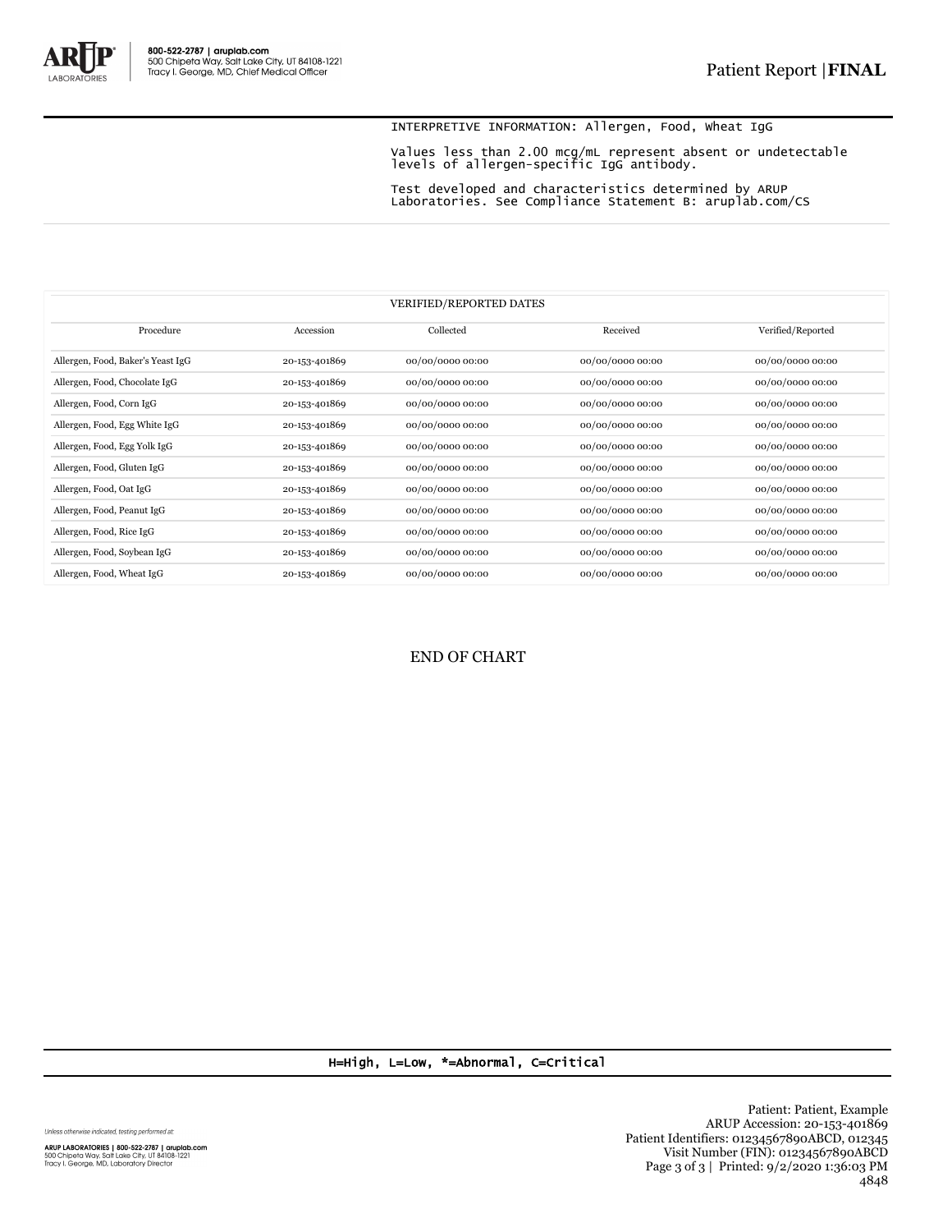INTERPRETIVE INFORMATION: Allergen, Food, Wheat IgG

Values less than 2.00 mcg/mL represent absent or undetectable levels of allergen-specific IgG antibody.

Test developed and characteristics determined by ARUP Laboratories. See Compliance Statement B: aruplab.com/CS

VERIFIED/REPORTED DATES

| Procedure | Accession | Collected | Received | Verified/Reported |
|---|---|---|---|---|
| Allergen, Food, Baker's Yeast IgG | 20-153-401869 | 00/00/0000 00:00 | 00/00/0000 00:00 | 00/00/0000 00:00 |
| Allergen, Food, Chocolate IgG | 20-153-401869 | 00/00/0000 00:00 | 00/00/0000 00:00 | 00/00/0000 00:00 |
| Allergen, Food, Corn IgG | 20-153-401869 | 00/00/0000 00:00 | 00/00/0000 00:00 | 00/00/0000 00:00 |
| Allergen, Food, Egg White IgG | 20-153-401869 | 00/00/0000 00:00 | 00/00/0000 00:00 | 00/00/0000 00:00 |
| Allergen, Food, Egg Yolk IgG | 20-153-401869 | 00/00/0000 00:00 | 00/00/0000 00:00 | 00/00/0000 00:00 |
| Allergen, Food, Gluten IgG | 20-153-401869 | 00/00/0000 00:00 | 00/00/0000 00:00 | 00/00/0000 00:00 |
| Allergen, Food, Oat IgG | 20-153-401869 | 00/00/0000 00:00 | 00/00/0000 00:00 | 00/00/0000 00:00 |
| Allergen, Food, Peanut IgG | 20-153-401869 | 00/00/0000 00:00 | 00/00/0000 00:00 | 00/00/0000 00:00 |
| Allergen, Food, Rice IgG | 20-153-401869 | 00/00/0000 00:00 | 00/00/0000 00:00 | 00/00/0000 00:00 |
| Allergen, Food, Soybean IgG | 20-153-401869 | 00/00/0000 00:00 | 00/00/0000 00:00 | 00/00/0000 00:00 |
| Allergen, Food, Wheat IgG | 20-153-401869 | 00/00/0000 00:00 | 00/00/0000 00:00 | 00/00/0000 00:00 |

END OF CHART

H=High, L=Low, *=Abnormal, C=Critical